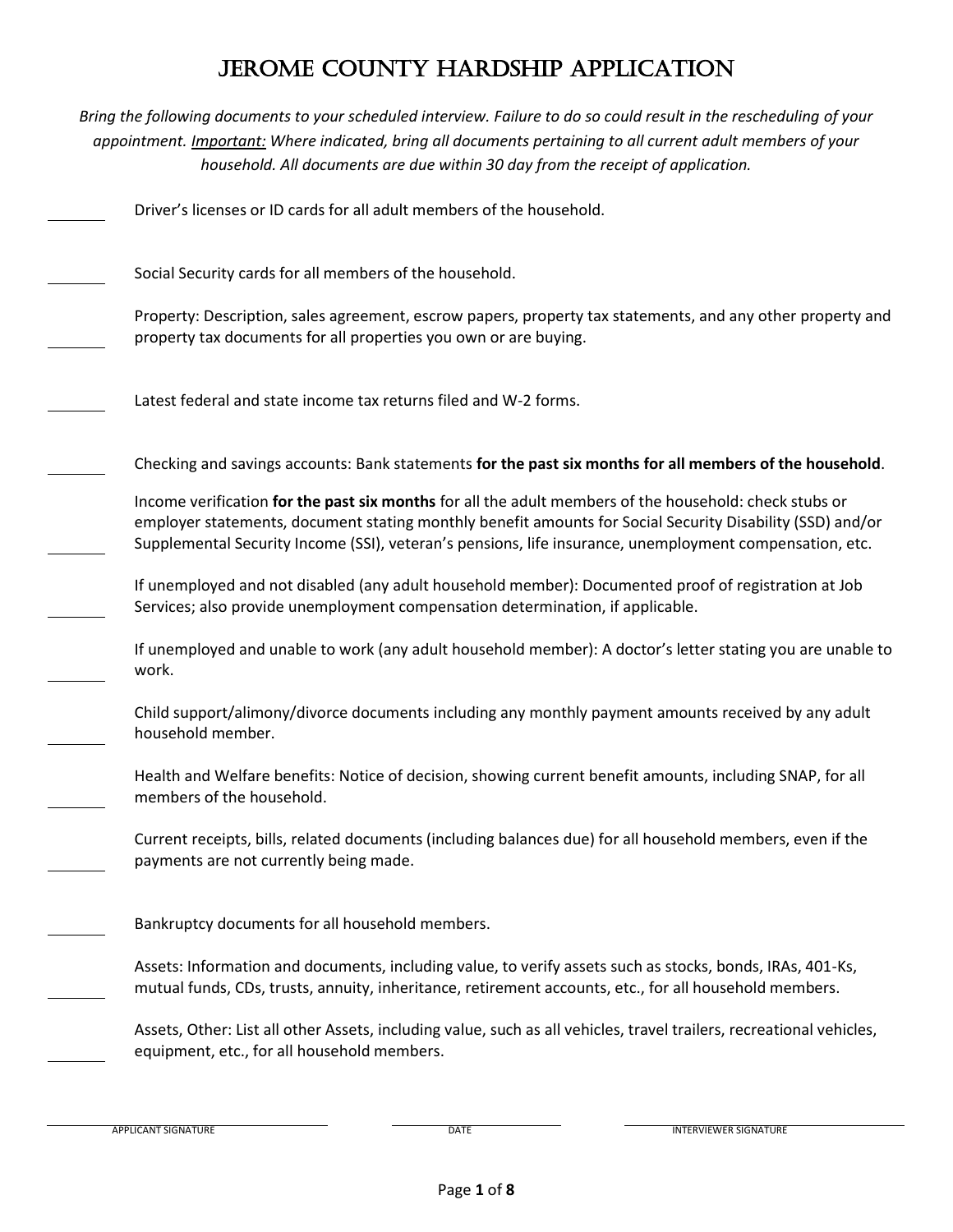# Jerome County Hardship Application

*Bring the following documents to your scheduled interview. Failure to do so could result in the rescheduling of your appointment. <u>Important:</u> Where indicated, bring all documents pertaining to all current adult members of your household. All documents are due within 30 day from the receipt of application.*

_______ Driver's licenses or ID cards for all adult members of the household.

_______ Social Security cards for all members of the household.

_______ Property: Description, sales agreement, escrow papers, property tax statements, and any other property and property tax documents for all properties you own or are buying.

_______ Latest federal and state income tax returns filed and W-2 forms.

_______ Checking and savings accounts: Bank statements **for the past six months for all members of the household**.

_______ Income verification **for the past six months** for all the adult members of the household: check stubs or employer statements, document stating monthly benefit amounts for Social Security Disability (SSD) and/or Supplemental Security Income (SSI), veteran's pensions, life insurance, unemployment compensation, etc.

_______ If unemployed and not disabled (any adult household member): Documented proof of registration at Job Services; also provide unemployment compensation determination, if applicable.

_______ If unemployed and unable to work (any adult household member): A doctor's letter stating you are unable to work.

_______ Child support/alimony/divorce documents including any monthly payment amounts received by any adult household member.

_______ Health and Welfare benefits: Notice of decision, showing current benefit amounts, including SNAP, for all members of the household.

_______ Current receipts, bills, related documents (including balances due) for all household members, even if the payments are not currently being made.

_______ Bankruptcy documents for all household members.

_______ Assets: Information and documents, including value, to verify assets such as stocks, bonds, IRAs, 401-Ks, mutual funds, CDs, trusts, annuity, inheritance, retirement accounts, etc., for all household members.

_______ Assets, Other: List all other Assets, including value, such as all vehicles, travel trailers, recreational vehicles, equipment, etc., for all household members.

| ______________________ | ______________________ | ______________________ |
|---|---|---|
| APPLICANT SIGNATURE | DATE | INTERVIEWER SIGNATURE |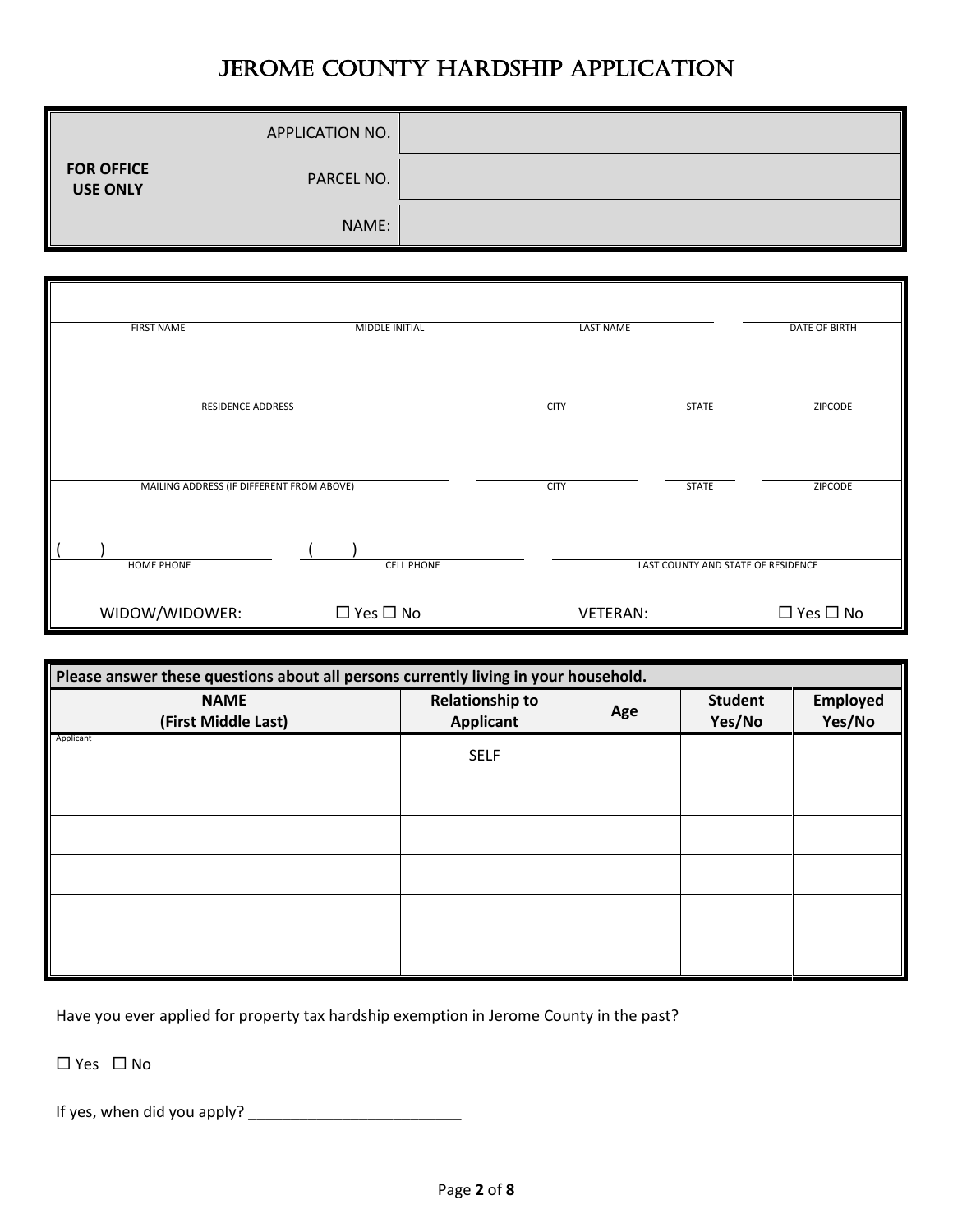# JEROME COUNTY HARDSHIP APPLICATION

| FOR OFFICE USE ONLY | APPLICATION NO. | |
|---|---|---|
| | PARCEL NO. | |
| | NAME: | |

| FIRST NAME | MIDDLE INITIAL | LAST NAME | DATE OF BIRTH |
|---|---|---|---|
| | | | |

| RESIDENCE ADDRESS | CITY | STATE | ZIPCODE |
|---|---|---|---|
| | | | |

| MAILING ADDRESS (IF DIFFERENT FROM ABOVE) | CITY | STATE | ZIPCODE |
|---|---|---|---|
| | | | |

| HOME PHONE | CELL PHONE | LAST COUNTY AND STATE OF RESIDENCE |
|---|---|---|
| ( ) | ( ) | |

WIDOW/WIDOWER: ☐ Yes ☐ No    VETERAN: ☐ Yes ☐ No

**Please answer these questions about all persons currently living in your household.**

| NAME (First Middle Last) | Relationship to Applicant | Age | Student Yes/No | Employed Yes/No |
|---|---|---|---|---|
| Applicant | SELF | | | |
| | | | | |
| | | | | |
| | | | | |
| | | | | |
| | | | | |

Have you ever applied for property tax hardship exemption in Jerome County in the past?

☐ Yes ☐ No

If yes, when did you apply? _________________________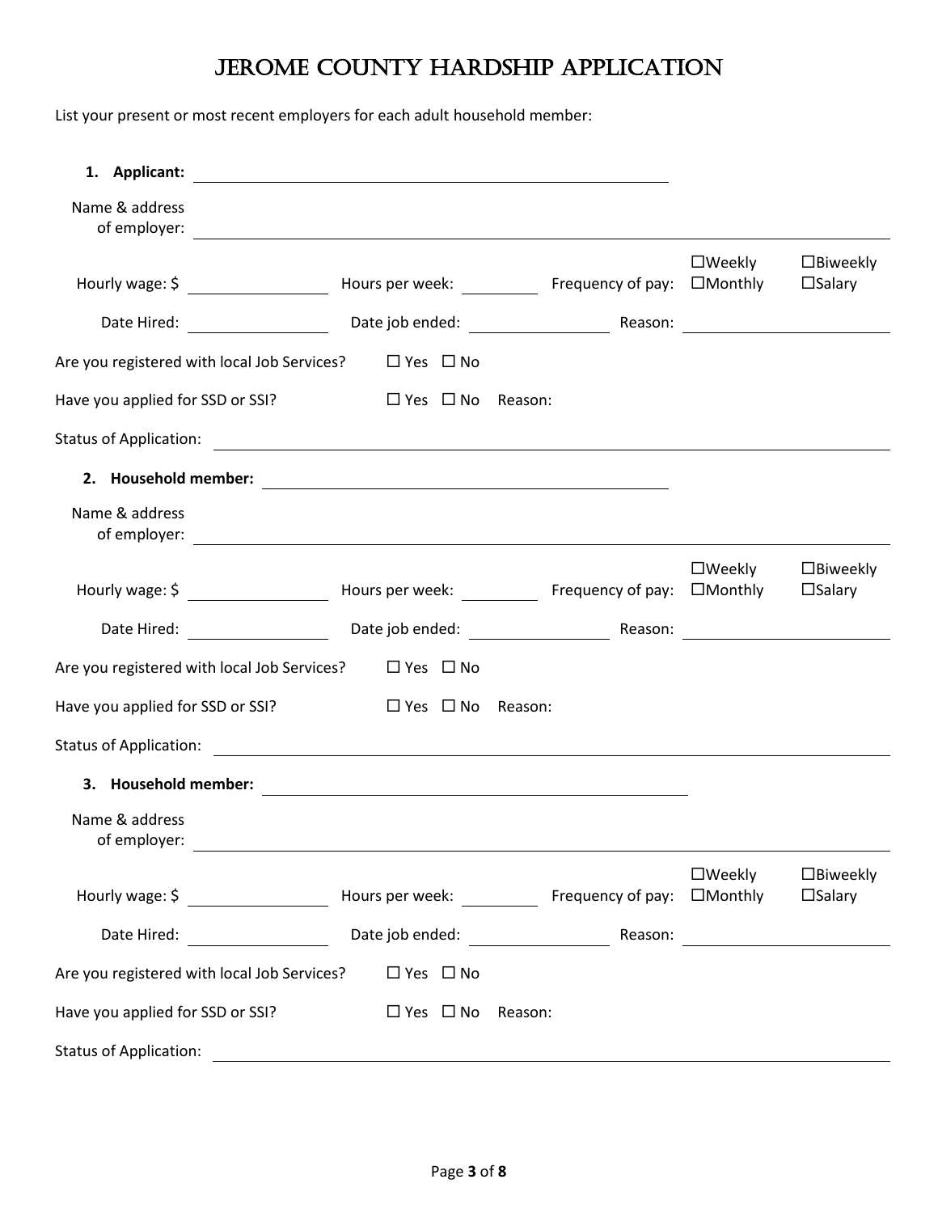# JEROME COUNTY HARDSHIP APPLICATION

List your present or most recent employers for each adult household member:

**1. Applicant:** ______________________________

Name & address of employer: ______________________________

Hourly wage: $ __________ Hours per week: ______ Frequency of pay: ☐Weekly ☐Biweekly ☐Monthly ☐Salary

Date Hired: __________ Date job ended: __________ Reason: __________

Are you registered with local Job Services? ☐ Yes ☐ No

Have you applied for SSD or SSI? ☐ Yes ☐ No Reason:

Status of Application: ______________________________

**2. Household member:** ______________________________

Name & address of employer: ______________________________

Hourly wage: $ __________ Hours per week: ______ Frequency of pay: ☐Weekly ☐Biweekly ☐Monthly ☐Salary

Date Hired: __________ Date job ended: __________ Reason: __________

Are you registered with local Job Services? ☐ Yes ☐ No

Have you applied for SSD or SSI? ☐ Yes ☐ No Reason:

Status of Application: ______________________________

**3. Household member:** ______________________________

Name & address of employer: ______________________________

Hourly wage: $ __________ Hours per week: ______ Frequency of pay: ☐Weekly ☐Biweekly ☐Monthly ☐Salary

Date Hired: __________ Date job ended: __________ Reason: __________

Are you registered with local Job Services? ☐ Yes ☐ No

Have you applied for SSD or SSI? ☐ Yes ☐ No Reason:

Status of Application: ______________________________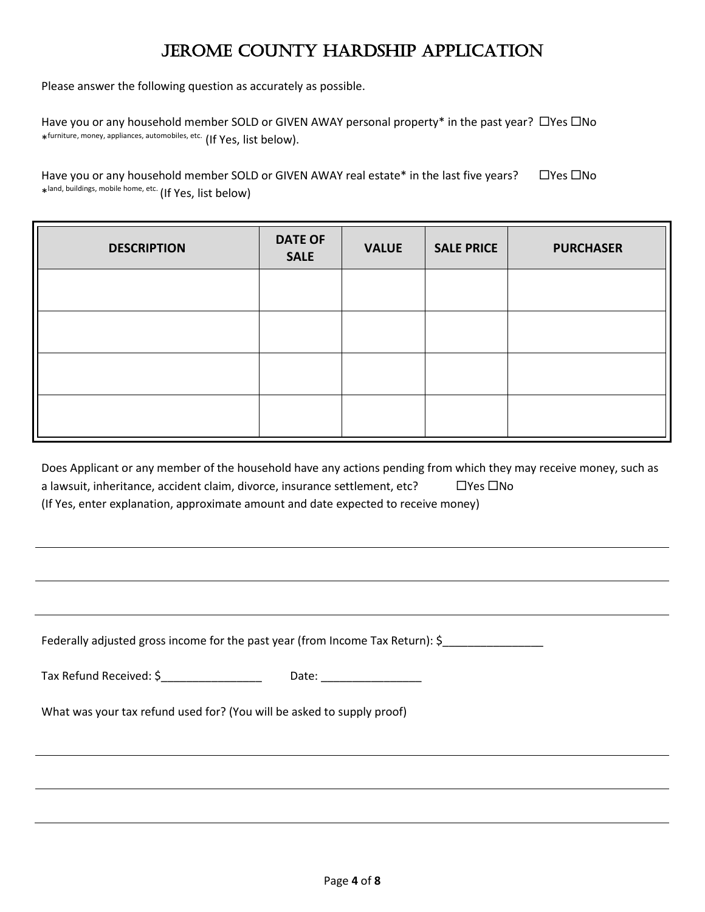# JEROME COUNTY HARDSHIP APPLICATION

Please answer the following question as accurately as possible.

Have you or any household member SOLD or GIVEN AWAY personal property* in the past year? ☐Yes ☐No
*furniture, money, appliances, automobiles, etc. (If Yes, list below).

Have you or any household member SOLD or GIVEN AWAY real estate* in the last five years? ☐Yes ☐No
*land, buildings, mobile home, etc. (If Yes, list below)

| DESCRIPTION | DATE OF SALE | VALUE | SALE PRICE | PURCHASER |
|---|---|---|---|---|
| | | | | |
| | | | | |
| | | | | |
| | | | | |

Does Applicant or any member of the household have any actions pending from which they may receive money, such as a lawsuit, inheritance, accident claim, divorce, insurance settlement, etc? ☐Yes ☐No
(If Yes, enter explanation, approximate amount and date expected to receive money)

_______________________________________________

_______________________________________________

_______________________________________________

Federally adjusted gross income for the past year (from Income Tax Return): $________________

Tax Refund Received: $________________ Date: ________________

What was your tax refund used for? (You will be asked to supply proof)

_______________________________________________

_______________________________________________

_______________________________________________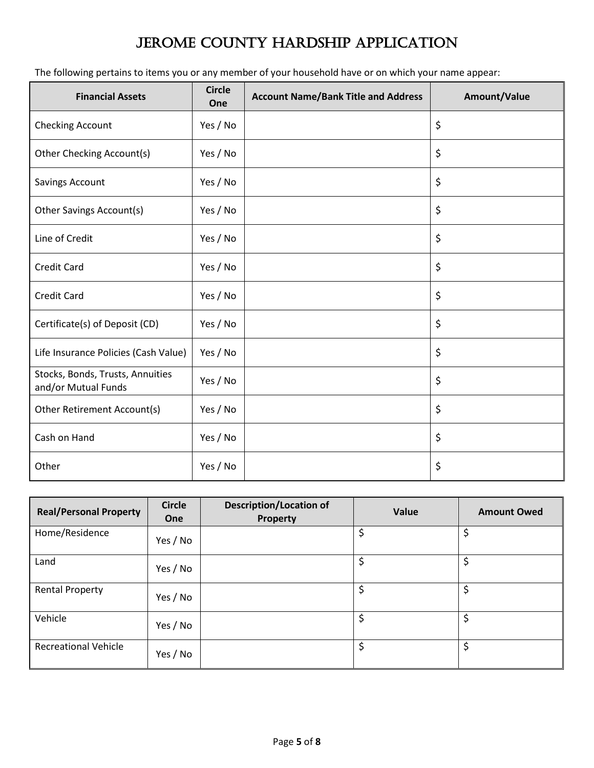# Jerome County Hardship Application

The following pertains to items you or any member of your household have or on which your name appear:

| Financial Assets | Circle One | Account Name/Bank Title and Address | Amount/Value |
|---|---|---|---|
| Checking Account | Yes / No | | $ |
| Other Checking Account(s) | Yes / No | | $ |
| Savings Account | Yes / No | | $ |
| Other Savings Account(s) | Yes / No | | $ |
| Line of Credit | Yes / No | | $ |
| Credit Card | Yes / No | | $ |
| Credit Card | Yes / No | | $ |
| Certificate(s) of Deposit (CD) | Yes / No | | $ |
| Life Insurance Policies (Cash Value) | Yes / No | | $ |
| Stocks, Bonds, Trusts, Annuities and/or Mutual Funds | Yes / No | | $ |
| Other Retirement Account(s) | Yes / No | | $ |
| Cash on Hand | Yes / No | | $ |
| Other | Yes / No | | $ |

| Real/Personal Property | Circle One | Description/Location of Property | Value | Amount Owed |
|---|---|---|---|---|
| Home/Residence | Yes / No | | $ | $ |
| Land | Yes / No | | $ | $ |
| Rental Property | Yes / No | | $ | $ |
| Vehicle | Yes / No | | $ | $ |
| Recreational Vehicle | Yes / No | | $ | $ |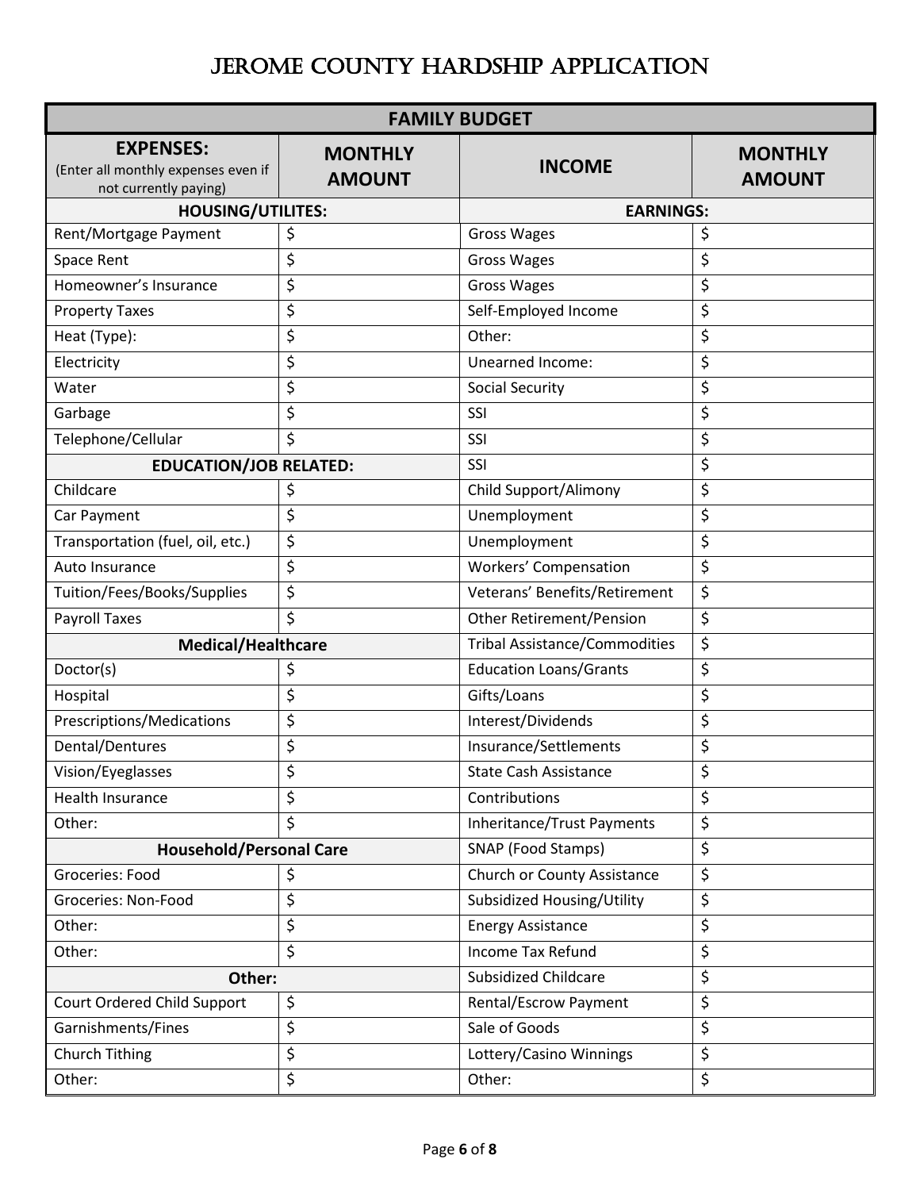# JEROME COUNTY HARDSHIP APPLICATION

| FAMILY BUDGET | | | |
|---|---|---|---|
| **EXPENSES:** (Enter all monthly expenses even if not currently paying) | **MONTHLY AMOUNT** | **INCOME** | **MONTHLY AMOUNT** |
| **HOUSING/UTILITES:** | | **EARNINGS:** | |
| Rent/Mortgage Payment | $ | Gross Wages | $ |
| Space Rent | $ | Gross Wages | $ |
| Homeowner's Insurance | $ | Gross Wages | $ |
| Property Taxes | $ | Self-Employed Income | $ |
| Heat (Type): | $ | Other: | $ |
| Electricity | $ | Unearned Income: | $ |
| Water | $ | Social Security | $ |
| Garbage | $ | SSI | $ |
| Telephone/Cellular | $ | SSI | $ |
| **EDUCATION/JOB RELATED:** | | SSI | $ |
| Childcare | $ | Child Support/Alimony | $ |
| Car Payment | $ | Unemployment | $ |
| Transportation (fuel, oil, etc.) | $ | Unemployment | $ |
| Auto Insurance | $ | Workers' Compensation | $ |
| Tuition/Fees/Books/Supplies | $ | Veterans' Benefits/Retirement | $ |
| Payroll Taxes | $ | Other Retirement/Pension | $ |
| **Medical/Healthcare** | | Tribal Assistance/Commodities | $ |
| Doctor(s) | $ | Education Loans/Grants | $ |
| Hospital | $ | Gifts/Loans | $ |
| Prescriptions/Medications | $ | Interest/Dividends | $ |
| Dental/Dentures | $ | Insurance/Settlements | $ |
| Vision/Eyeglasses | $ | State Cash Assistance | $ |
| Health Insurance | $ | Contributions | $ |
| Other: | $ | Inheritance/Trust Payments | $ |
| **Household/Personal Care** | | SNAP (Food Stamps) | $ |
| Groceries: Food | $ | Church or County Assistance | $ |
| Groceries: Non-Food | $ | Subsidized Housing/Utility | $ |
| Other: | $ | Energy Assistance | $ |
| Other: | $ | Income Tax Refund | $ |
| **Other:** | | Subsidized Childcare | $ |
| Court Ordered Child Support | $ | Rental/Escrow Payment | $ |
| Garnishments/Fines | $ | Sale of Goods | $ |
| Church Tithing | $ | Lottery/Casino Winnings | $ |
| Other: | $ | Other: | $ |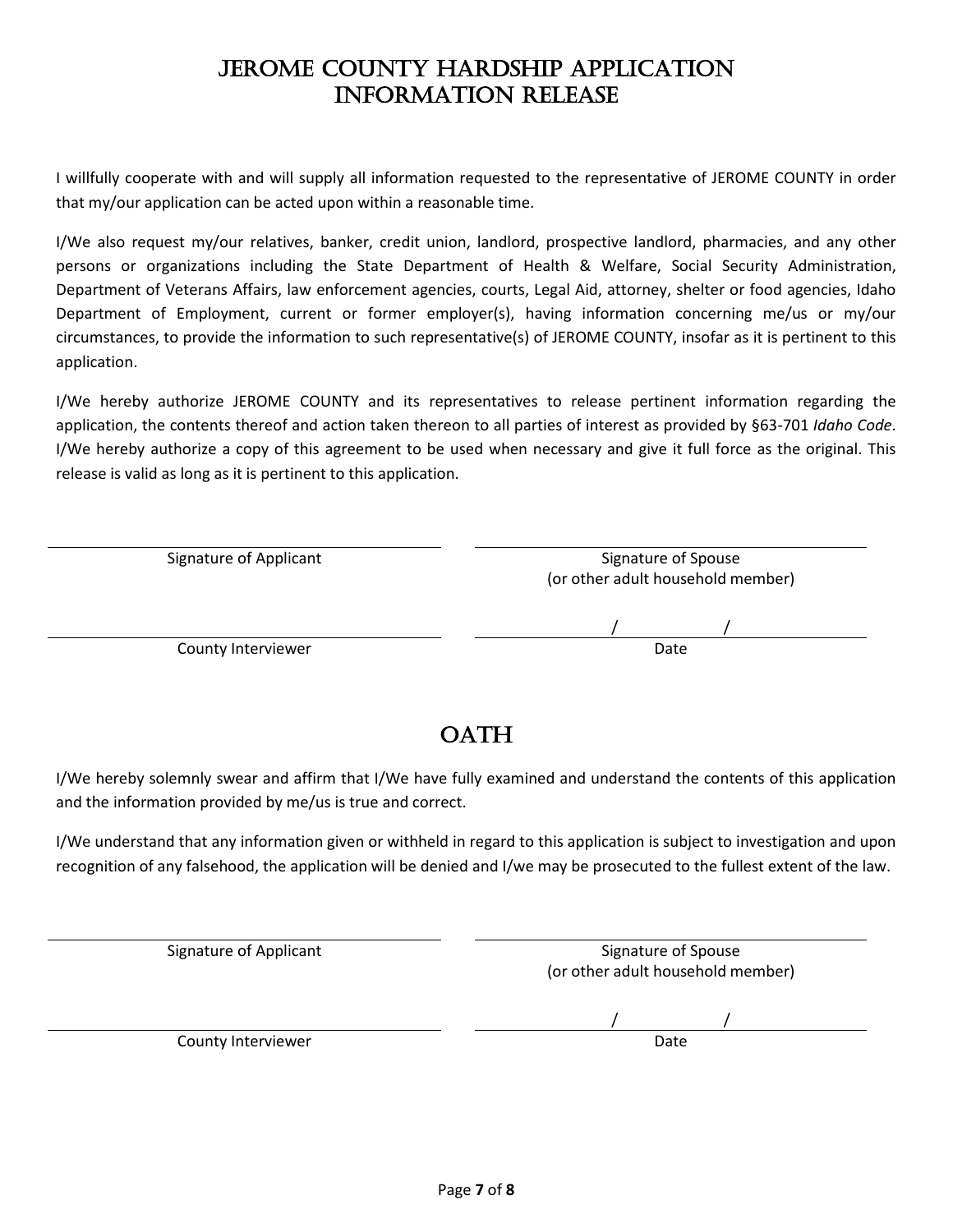# JEROME COUNTY HARDSHIP APPLICATION
# INFORMATION RELEASE

I willfully cooperate with and will supply all information requested to the representative of JEROME COUNTY in order that my/our application can be acted upon within a reasonable time.

I/We also request my/our relatives, banker, credit union, landlord, prospective landlord, pharmacies, and any other persons or organizations including the State Department of Health & Welfare, Social Security Administration, Department of Veterans Affairs, law enforcement agencies, courts, Legal Aid, attorney, shelter or food agencies, Idaho Department of Employment, current or former employer(s), having information concerning me/us or my/our circumstances, to provide the information to such representative(s) of JEROME COUNTY, insofar as it is pertinent to this application.

I/We hereby authorize JEROME COUNTY and its representatives to release pertinent information regarding the application, the contents thereof and action taken thereon to all parties of interest as provided by §63-701 *Idaho Code*. I/We hereby authorize a copy of this agreement to be used when necessary and give it full force as the original. This release is valid as long as it is pertinent to this application.

| | |
|---|---|
| ______________________________ | ______________________________ |
| Signature of Applicant | Signature of Spouse (or other adult household member) |
| ______________________________ | _______ / _______ / _______ |
| County Interviewer | Date |

# OATH

I/We hereby solemnly swear and affirm that I/We have fully examined and understand the contents of this application and the information provided by me/us is true and correct.

I/We understand that any information given or withheld in regard to this application is subject to investigation and upon recognition of any falsehood, the application will be denied and I/we may be prosecuted to the fullest extent of the law.

| | |
|---|---|
| ______________________________ | ______________________________ |
| Signature of Applicant | Signature of Spouse (or other adult household member) |
| ______________________________ | _______ / _______ / _______ |
| County Interviewer | Date |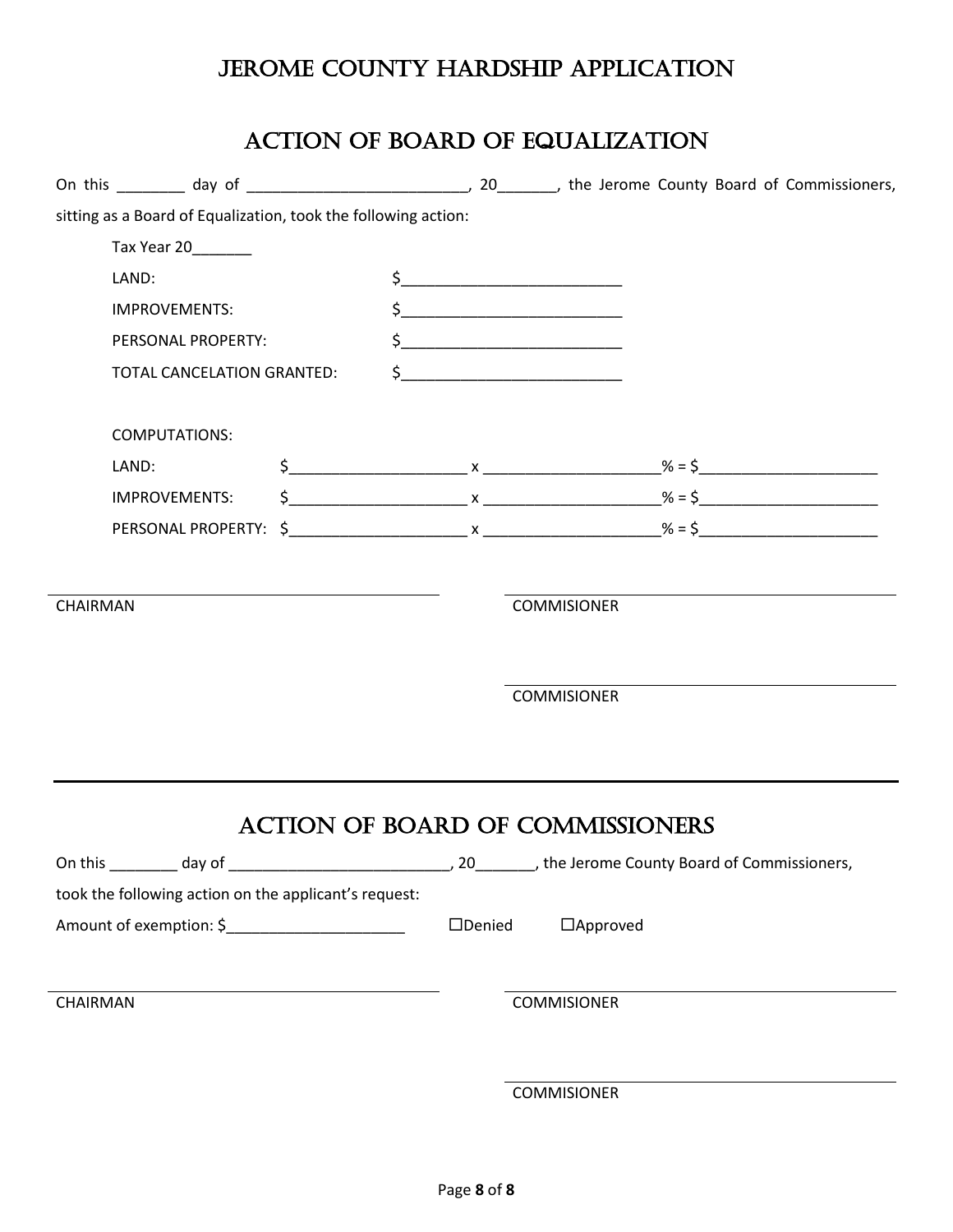# JEROME COUNTY HARDSHIP APPLICATION

## ACTION OF BOARD OF EQUALIZATION

On this ________ day of __________________________, 20_______, the Jerome County Board of Commissioners, sitting as a Board of Equalization, took the following action:

Tax Year 20_______

| | |
|---|---|
| LAND: | $__________________________ |
| IMPROVEMENTS: | $__________________________ |
| PERSONAL PROPERTY: | $__________________________ |
| TOTAL CANCELATION GRANTED: | $__________________________ |

COMPUTATIONS:

| | | | |
|---|---|---|---|
| LAND: | $_____________________ | x _____________________% | = $_____________________ |
| IMPROVEMENTS: | $_____________________ | x _____________________% | = $_____________________ |
| PERSONAL PROPERTY: | $_____________________ | x _____________________% | = $_____________________ |

_____________________________________ CHAIRMAN

_____________________________________ COMMISIONER

_____________________________________ COMMISIONER

---

## ACTION OF BOARD OF COMMISSIONERS

On this ________ day of __________________________, 20_______, the Jerome County Board of Commissioners, took the following action on the applicant's request:

Amount of exemption: $_____________________ ☐Denied ☐Approved

_____________________________________ CHAIRMAN

_____________________________________ COMMISIONER

_____________________________________ COMMISIONER